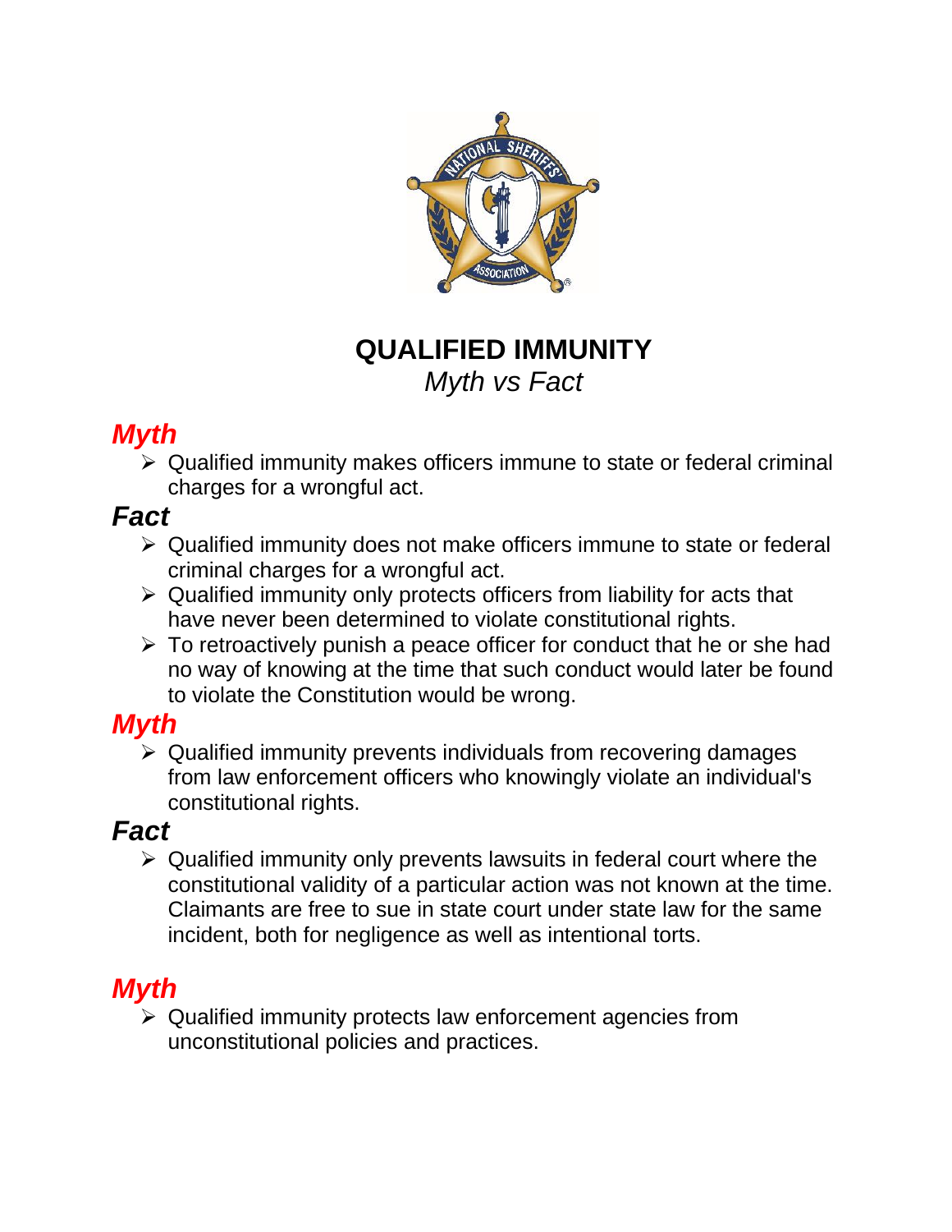# QUALIFIED IMMUNITY

*Myth vs Fact*

## *Myth*

- Qualified immunity makes officers immune to state or federal criminal charges for a wrongful act.

## *Fact*

- Qualified immunity does not make officers immune to state or federal criminal charges for a wrongful act.
- Qualified immunity only protects officers from liability for acts that have never been determined to violate constitutional rights.
- To retroactively punish a peace officer for conduct that he or she had no way of knowing at the time that such conduct would later be found to violate the Constitution would be wrong.

## *Myth*

- Qualified immunity prevents individuals from recovering damages from law enforcement officers who knowingly violate an individual's constitutional rights.

## *Fact*

- Qualified immunity only prevents lawsuits in federal court where the constitutional validity of a particular action was not known at the time. Claimants are free to sue in state court under state law for the same incident, both for negligence as well as intentional torts.

## *Myth*

- Qualified immunity protects law enforcement agencies from unconstitutional policies and practices.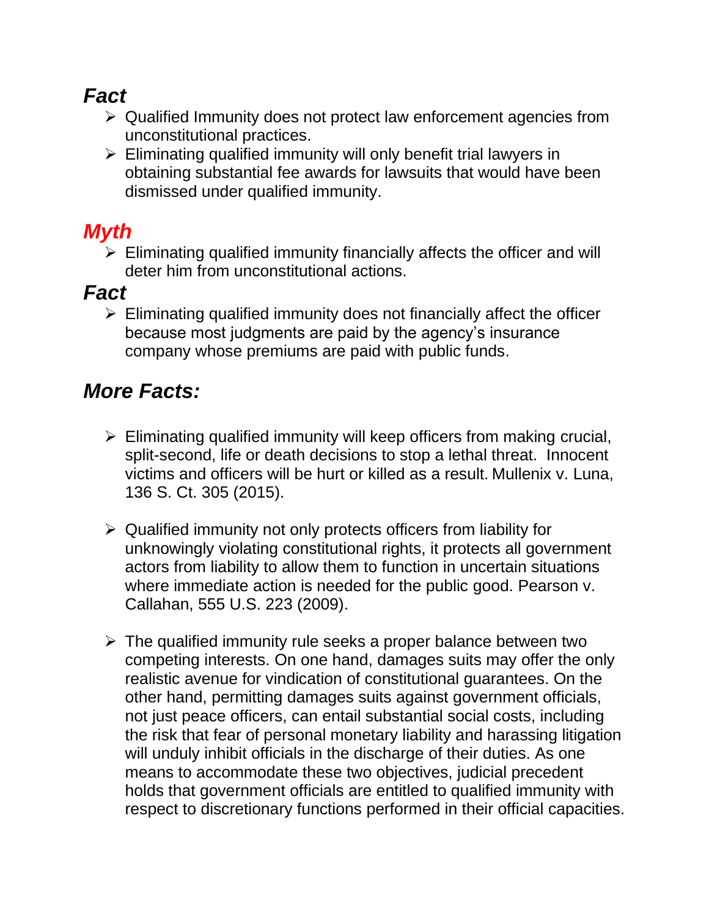## ***Fact***

- Qualified Immunity does not protect law enforcement agencies from unconstitutional practices.
- Eliminating qualified immunity will only benefit trial lawyers in obtaining substantial fee awards for lawsuits that would have been dismissed under qualified immunity.

## ***Myth***

- Eliminating qualified immunity financially affects the officer and will deter him from unconstitutional actions.

## ***Fact***

- Eliminating qualified immunity does not financially affect the officer because most judgments are paid by the agency's insurance company whose premiums are paid with public funds.

## ***More Facts:***

- Eliminating qualified immunity will keep officers from making crucial, split-second, life or death decisions to stop a lethal threat. Innocent victims and officers will be hurt or killed as a result. Mullenix v. Luna, 136 S. Ct. 305 (2015).

- Qualified immunity not only protects officers from liability for unknowingly violating constitutional rights, it protects all government actors from liability to allow them to function in uncertain situations where immediate action is needed for the public good. Pearson v. Callahan, 555 U.S. 223 (2009).

- The qualified immunity rule seeks a proper balance between two competing interests. On one hand, damages suits may offer the only realistic avenue for vindication of constitutional guarantees. On the other hand, permitting damages suits against government officials, not just peace officers, can entail substantial social costs, including the risk that fear of personal monetary liability and harassing litigation will unduly inhibit officials in the discharge of their duties. As one means to accommodate these two objectives, judicial precedent holds that government officials are entitled to qualified immunity with respect to discretionary functions performed in their official capacities.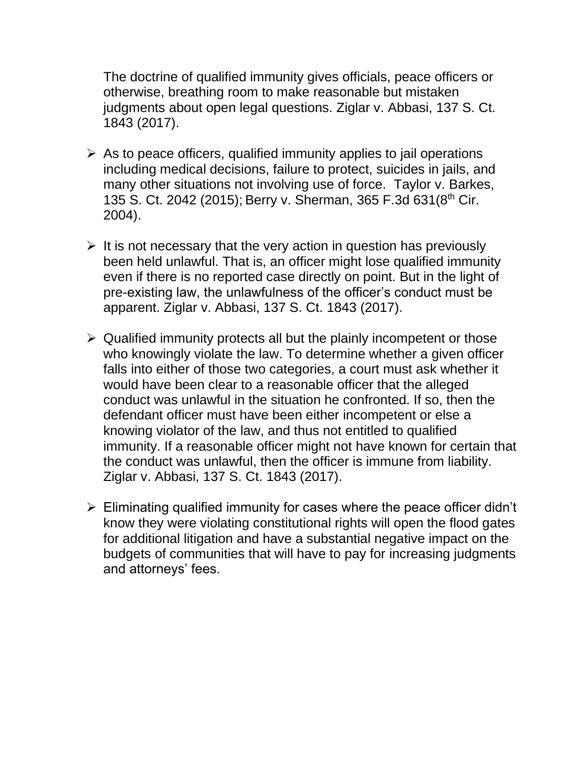The doctrine of qualified immunity gives officials, peace officers or otherwise, breathing room to make reasonable but mistaken judgments about open legal questions. Ziglar v. Abbasi, 137 S. Ct. 1843 (2017).

- As to peace officers, qualified immunity applies to jail operations including medical decisions, failure to protect, suicides in jails, and many other situations not involving use of force. Taylor v. Barkes, 135 S. Ct. 2042 (2015); Berry v. Sherman, 365 F.3d 631(8th Cir. 2004).

- It is not necessary that the very action in question has previously been held unlawful. That is, an officer might lose qualified immunity even if there is no reported case directly on point. But in the light of pre-existing law, the unlawfulness of the officer's conduct must be apparent. Ziglar v. Abbasi, 137 S. Ct. 1843 (2017).

- Qualified immunity protects all but the plainly incompetent or those who knowingly violate the law. To determine whether a given officer falls into either of those two categories, a court must ask whether it would have been clear to a reasonable officer that the alleged conduct was unlawful in the situation he confronted. If so, then the defendant officer must have been either incompetent or else a knowing violator of the law, and thus not entitled to qualified immunity. If a reasonable officer might not have known for certain that the conduct was unlawful, then the officer is immune from liability. Ziglar v. Abbasi, 137 S. Ct. 1843 (2017).

- Eliminating qualified immunity for cases where the peace officer didn't know they were violating constitutional rights will open the flood gates for additional litigation and have a substantial negative impact on the budgets of communities that will have to pay for increasing judgments and attorneys' fees.